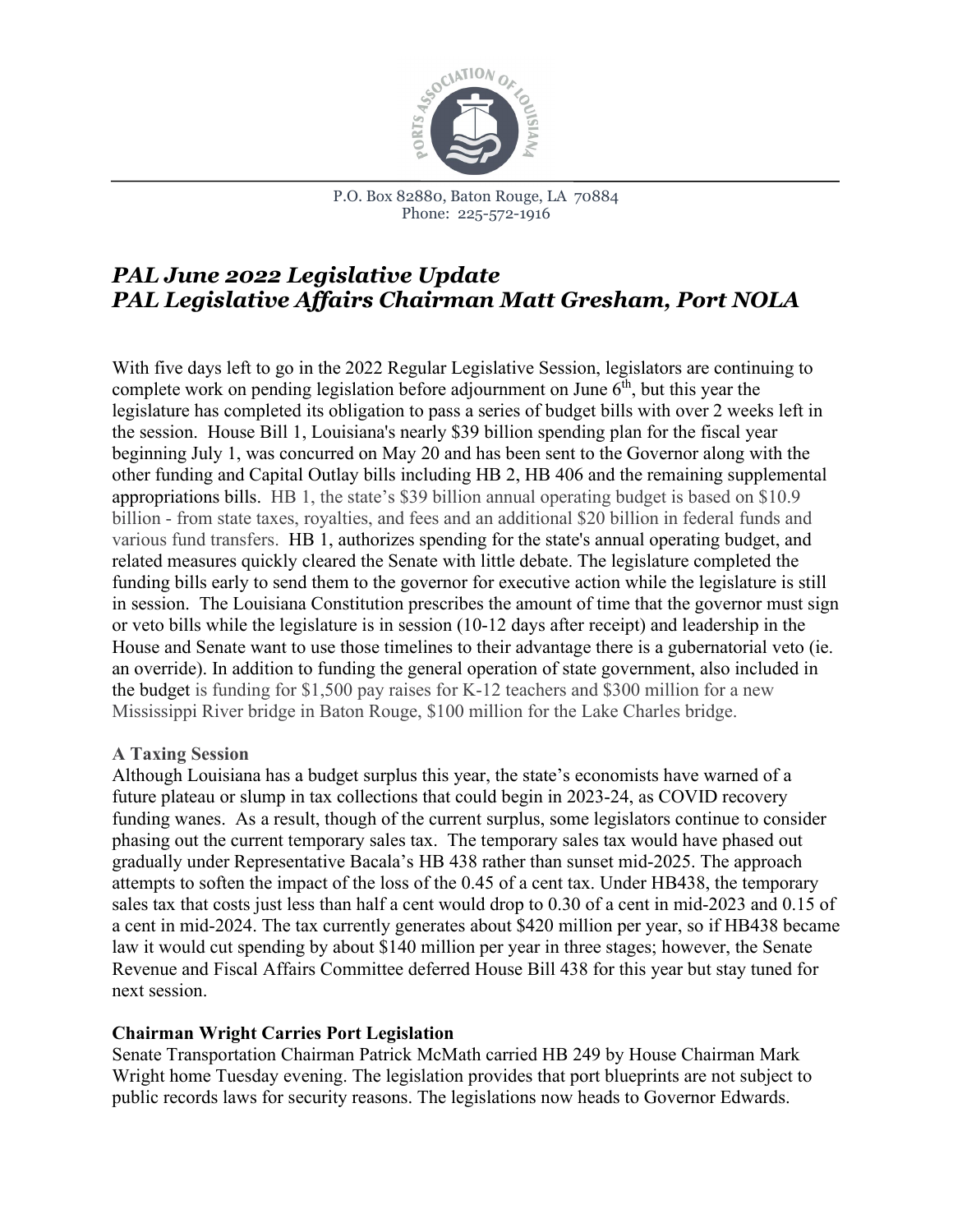P.O. Box 82880, Baton Rouge, LA 70884
Phone: 225-572-1916

# *PAL June 2022 Legislative Update*
# *PAL Legislative Affairs Chairman Matt Gresham, Port NOLA*

With five days left to go in the 2022 Regular Legislative Session, legislators are continuing to complete work on pending legislation before adjournment on June 6th, but this year the legislature has completed its obligation to pass a series of budget bills with over 2 weeks left in the session. House Bill 1, Louisiana's nearly $39 billion spending plan for the fiscal year beginning July 1, was concurred on May 20 and has been sent to the Governor along with the other funding and Capital Outlay bills including HB 2, HB 406 and the remaining supplemental appropriations bills. HB 1, the state's $39 billion annual operating budget is based on $10.9 billion - from state taxes, royalties, and fees and an additional $20 billion in federal funds and various fund transfers. HB 1, authorizes spending for the state's annual operating budget, and related measures quickly cleared the Senate with little debate. The legislature completed the funding bills early to send them to the governor for executive action while the legislature is still in session. The Louisiana Constitution prescribes the amount of time that the governor must sign or veto bills while the legislature is in session (10-12 days after receipt) and leadership in the House and Senate want to use those timelines to their advantage there is a gubernatorial veto (ie. an override). In addition to funding the general operation of state government, also included in the budget is funding for $1,500 pay raises for K-12 teachers and $300 million for a new Mississippi River bridge in Baton Rouge, $100 million for the Lake Charles bridge.

### A Taxing Session

Although Louisiana has a budget surplus this year, the state's economists have warned of a future plateau or slump in tax collections that could begin in 2023-24, as COVID recovery funding wanes. As a result, though of the current surplus, some legislators continue to consider phasing out the current temporary sales tax. The temporary sales tax would have phased out gradually under Representative Bacala's HB 438 rather than sunset mid-2025. The approach attempts to soften the impact of the loss of the 0.45 of a cent tax. Under HB438, the temporary sales tax that costs just less than half a cent would drop to 0.30 of a cent in mid-2023 and 0.15 of a cent in mid-2024. The tax currently generates about $420 million per year, so if HB438 became law it would cut spending by about $140 million per year in three stages; however, the Senate Revenue and Fiscal Affairs Committee deferred House Bill 438 for this year but stay tuned for next session.

### Chairman Wright Carries Port Legislation

Senate Transportation Chairman Patrick McMath carried HB 249 by House Chairman Mark Wright home Tuesday evening. The legislation provides that port blueprints are not subject to public records laws for security reasons. The legislations now heads to Governor Edwards.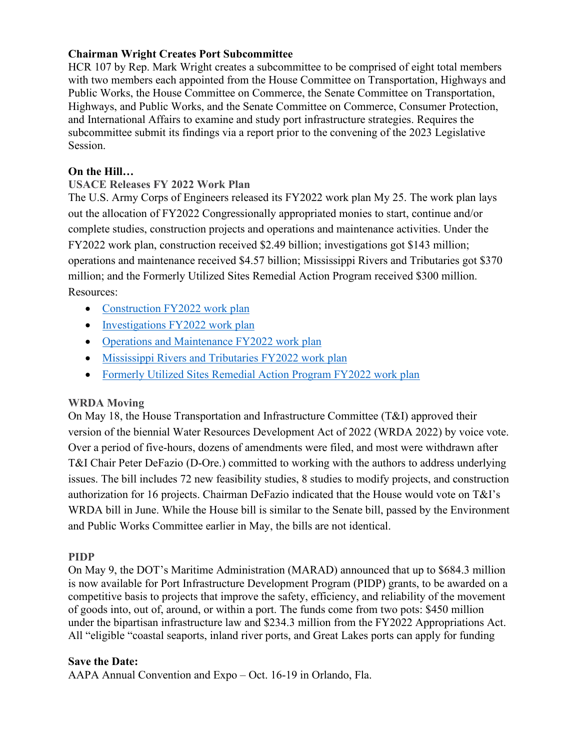**Chairman Wright Creates Port Subcommittee**

HCR 107 by Rep. Mark Wright creates a subcommittee to be comprised of eight total members with two members each appointed from the House Committee on Transportation, Highways and Public Works, the House Committee on Commerce, the Senate Committee on Transportation, Highways, and Public Works, and the Senate Committee on Commerce, Consumer Protection, and International Affairs to examine and study port infrastructure strategies. Requires the subcommittee submit its findings via a report prior to the convening of the 2023 Legislative Session.

**On the Hill…**

**USACE Releases FY 2022 Work Plan**

The U.S. Army Corps of Engineers released its FY2022 work plan My 25. The work plan lays out the allocation of FY2022 Congressionally appropriated monies to start, continue and/or complete studies, construction projects and operations and maintenance activities. Under the FY2022 work plan, construction received $2.49 billion; investigations got $143 million; operations and maintenance received $4.57 billion; Mississippi Rivers and Tributaries got $370 million; and the Formerly Utilized Sites Remedial Action Program received $300 million.

Resources:

- Construction FY2022 work plan
- Investigations FY2022 work plan
- Operations and Maintenance FY2022 work plan
- Mississippi Rivers and Tributaries FY2022 work plan
- Formerly Utilized Sites Remedial Action Program FY2022 work plan

**WRDA Moving**

On May 18, the House Transportation and Infrastructure Committee (T&I) approved their version of the biennial Water Resources Development Act of 2022 (WRDA 2022) by voice vote. Over a period of five-hours, dozens of amendments were filed, and most were withdrawn after T&I Chair Peter DeFazio (D-Ore.) committed to working with the authors to address underlying issues. The bill includes 72 new feasibility studies, 8 studies to modify projects, and construction authorization for 16 projects. Chairman DeFazio indicated that the House would vote on T&I's WRDA bill in June. While the House bill is similar to the Senate bill, passed by the Environment and Public Works Committee earlier in May, the bills are not identical.

**PIDP**

On May 9, the DOT's Maritime Administration (MARAD) announced that up to $684.3 million is now available for Port Infrastructure Development Program (PIDP) grants, to be awarded on a competitive basis to projects that improve the safety, efficiency, and reliability of the movement of goods into, out of, around, or within a port. The funds come from two pots: $450 million under the bipartisan infrastructure law and $234.3 million from the FY2022 Appropriations Act. All "eligible "coastal seaports, inland river ports, and Great Lakes ports can apply for funding

**Save the Date:**

AAPA Annual Convention and Expo – Oct. 16-19 in Orlando, Fla.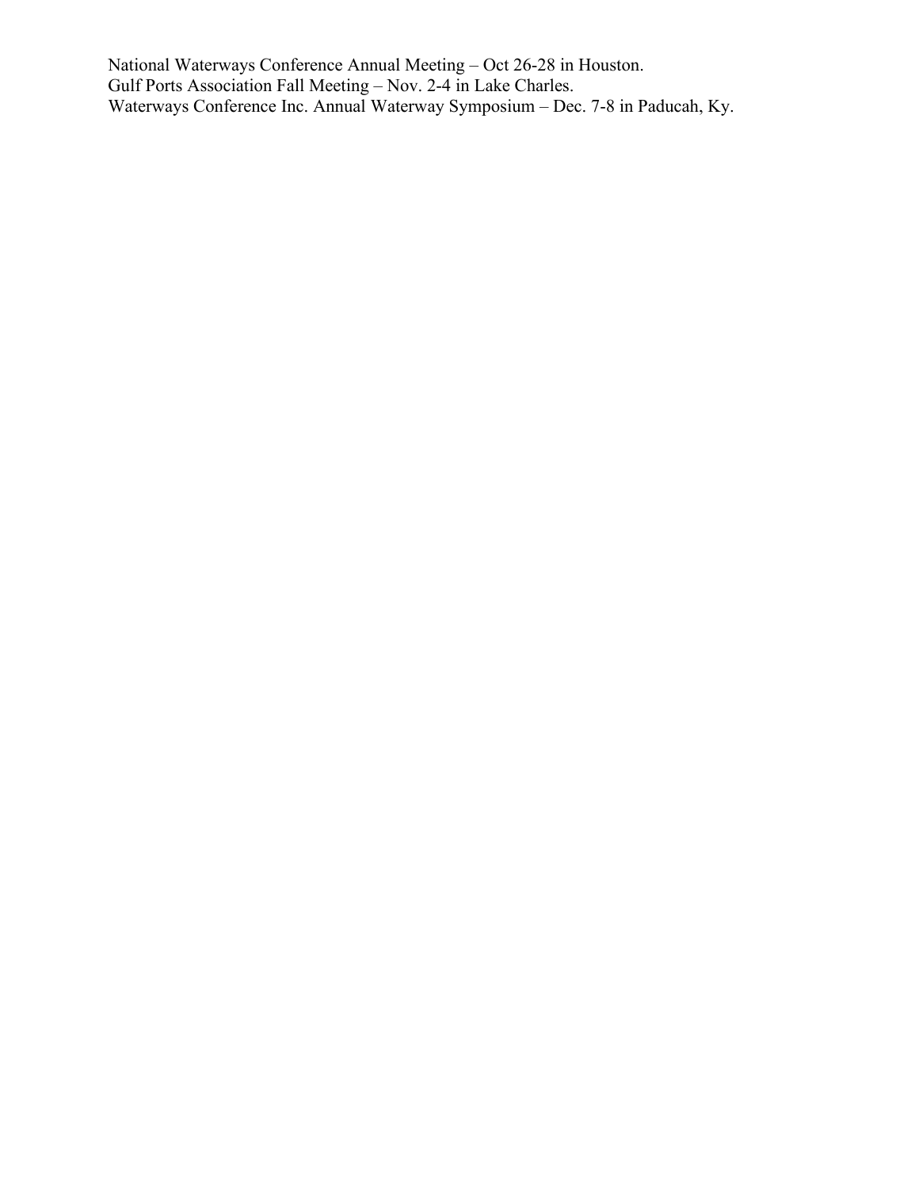National Waterways Conference Annual Meeting – Oct 26-28 in Houston.
Gulf Ports Association Fall Meeting – Nov. 2-4 in Lake Charles.
Waterways Conference Inc. Annual Waterway Symposium – Dec. 7-8 in Paducah, Ky.